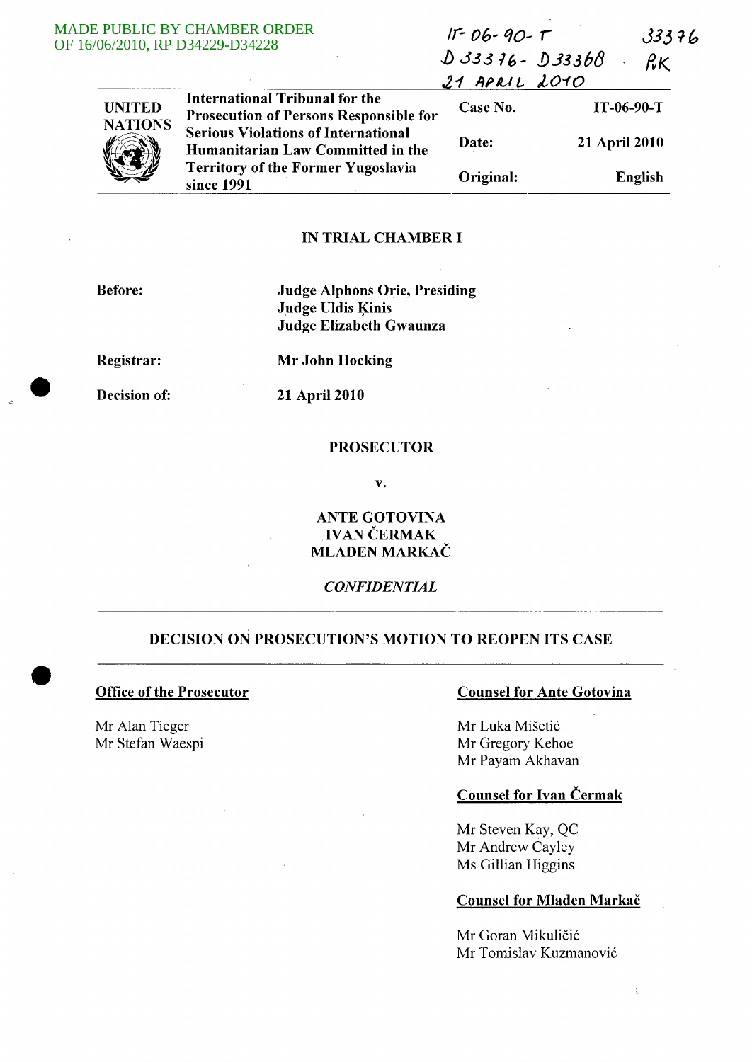MADE PUBLIC BY CHAMBER ORDER OF 16/06/2010, RP D34229-D34228

IT-06-90-T
D 33376 - D 33368
21 APRIL 2010

33376
RK

| UNITED NATIONS | International Tribunal for the Prosecution of Persons Responsible for Serious Violations of International Humanitarian Law Committed in the Territory of the Former Yugoslavia since 1991 | Case No. | IT-06-90-T |
|---|---|---|---|
| | | Date: | 21 April 2010 |
| | | Original: | English |

## IN TRIAL CHAMBER I

**Before:** **Judge Alphons Orie, Presiding**
**Judge Uldis Ķinis**
**Judge Elizabeth Gwaunza**

**Registrar:** **Mr John Hocking**

**Decision of:** **21 April 2010**

**PROSECUTOR**

**v.**

**ANTE GOTOVINA**
**IVAN ČERMAK**
**MLADEN MARKAČ**

***CONFIDENTIAL***

## DECISION ON PROSECUTION'S MOTION TO REOPEN ITS CASE

**Office of the Prosecutor**

Mr Alan Tieger
Mr Stefan Waespi

**Counsel for Ante Gotovina**

Mr Luka Mišetić
Mr Gregory Kehoe
Mr Payam Akhavan

**Counsel for Ivan Čermak**

Mr Steven Kay, QC
Mr Andrew Cayley
Ms Gillian Higgins

**Counsel for Mladen Markač**

Mr Goran Mikuličić
Mr Tomislav Kuzmanović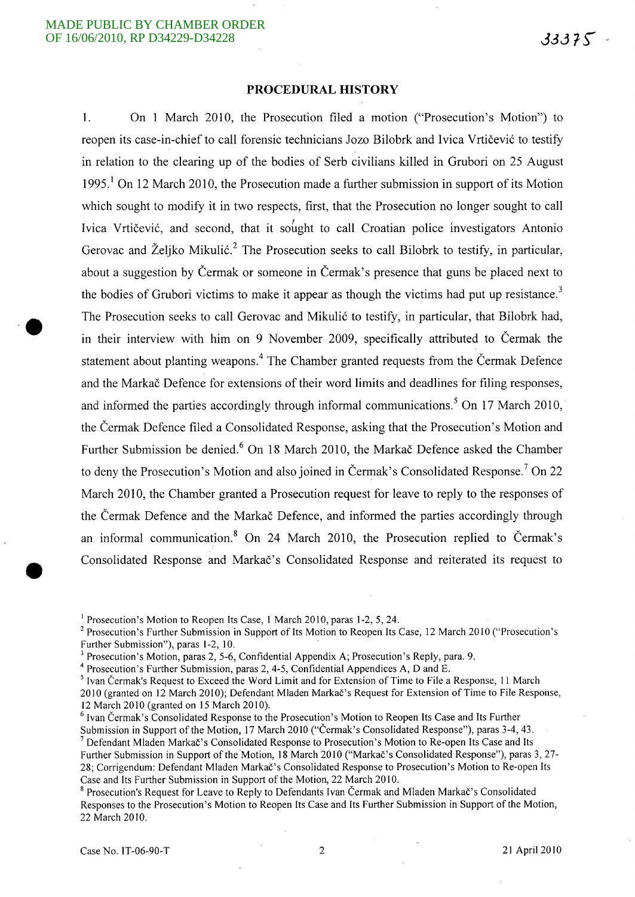## PROCEDURAL HISTORY

1. On 1 March 2010, the Prosecution filed a motion ("Prosecution's Motion") to reopen its case-in-chief to call forensic technicians Jozo Bilobrk and Ivica Vrtičević to testify in relation to the clearing up of the bodies of Serb civilians killed in Grubori on 25 August 1995.[1] On 12 March 2010, the Prosecution made a further submission in support of its Motion which sought to modify it in two respects, first, that the Prosecution no longer sought to call Ivica Vrtičević, and second, that it sought to call Croatian police investigators Antonio Gerovac and Željko Mikulić.[2] The Prosecution seeks to call Bilobrk to testify, in particular, about a suggestion by Čermak or someone in Čermak's presence that guns be placed next to the bodies of Grubori victims to make it appear as though the victims had put up resistance.[3] The Prosecution seeks to call Gerovac and Mikulić to testify, in particular, that Bilobrk had, in their interview with him on 9 November 2009, specifically attributed to Čermak the statement about planting weapons.[4] The Chamber granted requests from the Čermak Defence and the Markač Defence for extensions of their word limits and deadlines for filing responses, and informed the parties accordingly through informal communications.[5] On 17 March 2010, the Čermak Defence filed a Consolidated Response, asking that the Prosecution's Motion and Further Submission be denied.[6] On 18 March 2010, the Markač Defence asked the Chamber to deny the Prosecution's Motion and also joined in Čermak's Consolidated Response.[7] On 22 March 2010, the Chamber granted a Prosecution request for leave to reply to the responses of the Čermak Defence and the Markač Defence, and informed the parties accordingly through an informal communication.[8] On 24 March 2010, the Prosecution replied to Čermak's Consolidated Response and Markač's Consolidated Response and reiterated its request to

---

[1] Prosecution's Motion to Reopen Its Case, 1 March 2010, paras 1-2, 5, 24.

[2] Prosecution's Further Submission in Support of Its Motion to Reopen Its Case, 12 March 2010 ("Prosecution's Further Submission"), paras 1-2, 10.

[3] Prosecution's Motion, para. 2, 5-6, Confidential Appendix A; Prosecution's Reply, para. 9.

[4] Prosecution's Further Submission, paras 2, 4-5, Confidential Appendices A, D and E.

[5] Ivan Čermak's Request to Exceed the Word Limit and for Extension of Time to File a Response, 11 March 2010 (granted on 12 March 2010); Defendant Mladen Markač's Request for Extension of Time to File Response, 12 March 2010 (granted on 15 March 2010).

[6] Ivan Čermak's Consolidated Response to the Prosecution's Motion to Reopen Its Case and Its Further Submission in Support of the Motion, 17 March 2010 ("Čermak's Consolidated Response"), paras 3-4, 43.

[7] Defendant Mladen Markač's Consolidated Response to Prosecution's Motion to Re-open Its Case and Its Further Submission in Support of the Motion, 18 March 2010 ("Markač's Consolidated Response"), paras 3, 27-28; Corrigendum: Defendant Mladen Markač's Consolidated Response to Prosecution's Motion to Re-open Its Case and Its Further Submission in Support of the Motion, 22 March 2010.

[8] Prosecution's Request for Leave to Reply to Defendants Ivan Čermak and Mladen Markač's Consolidated Responses to the Prosecution's Motion to Reopen Its Case and Its Further Submission in Support of the Motion, 22 March 2010.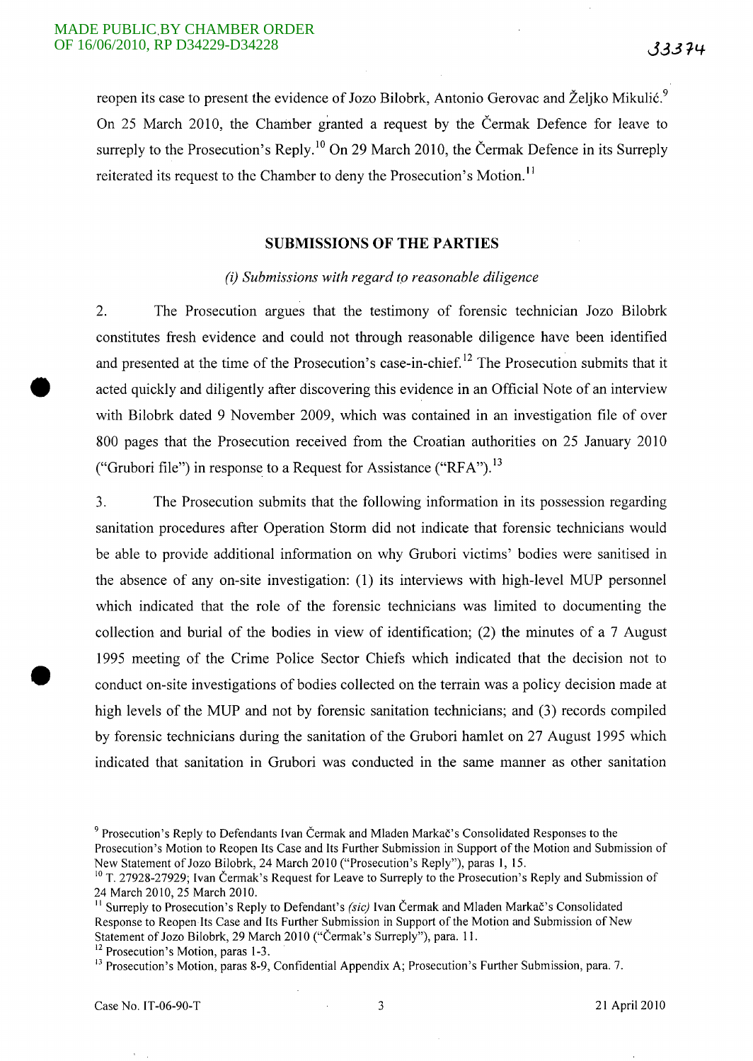reopen its case to present the evidence of Jozo Bilobrk, Antonio Gerovac and Željko Mikulić.[9] On 25 March 2010, the Chamber granted a request by the Čermak Defence for leave to surreply to the Prosecution's Reply.[10] On 29 March 2010, the Čermak Defence in its Surreply reiterated its request to the Chamber to deny the Prosecution's Motion.[11]

## SUBMISSIONS OF THE PARTIES

### *(i) Submissions with regard to reasonable diligence*

2. The Prosecution argues that the testimony of forensic technician Jozo Bilobrk constitutes fresh evidence and could not through reasonable diligence have been identified and presented at the time of the Prosecution's case-in-chief.[12] The Prosecution submits that it acted quickly and diligently after discovering this evidence in an Official Note of an interview with Bilobrk dated 9 November 2009, which was contained in an investigation file of over 800 pages that the Prosecution received from the Croatian authorities on 25 January 2010 ("Grubori file") in response to a Request for Assistance ("RFA").[13]

3. The Prosecution submits that the following information in its possession regarding sanitation procedures after Operation Storm did not indicate that forensic technicians would be able to provide additional information on why Grubori victims' bodies were sanitised in the absence of any on-site investigation: (1) its interviews with high-level MUP personnel which indicated that the role of the forensic technicians was limited to documenting the collection and burial of the bodies in view of identification; (2) the minutes of a 7 August 1995 meeting of the Crime Police Sector Chiefs which indicated that the decision not to conduct on-site investigations of bodies collected on the terrain was a policy decision made at high levels of the MUP and not by forensic sanitation technicians; and (3) records compiled by forensic technicians during the sanitation of the Grubori hamlet on 27 August 1995 which indicated that sanitation in Grubori was conducted in the same manner as other sanitation

---

[9] Prosecution's Reply to Defendants Ivan Čermak and Mladen Markač's Consolidated Responses to the Prosecution's Motion to Reopen Its Case and Its Further Submission in Support of the Motion and Submission of New Statement of Jozo Bilobrk, 24 March 2010 ("Prosecution's Reply"), paras 1, 15.

[10] T. 27928-27929; Ivan Čermak's Request for Leave to Surreply to the Prosecution's Reply and Submission of 24 March 2010, 25 March 2010.

[11] Surreply to Prosecution's Reply to Defendant's *(sic)* Ivan Čermak and Mladen Markač's Consolidated Response to Reopen Its Case and Its Further Submission in Support of the Motion and Submission of New Statement of Jozo Bilobrk, 29 March 2010 ("Čermak's Surreply"), para. 11.

[12] Prosecution's Motion, paras 1-3.

[13] Prosecution's Motion, paras 8-9, Confidential Appendix A; Prosecution's Further Submission, para. 7.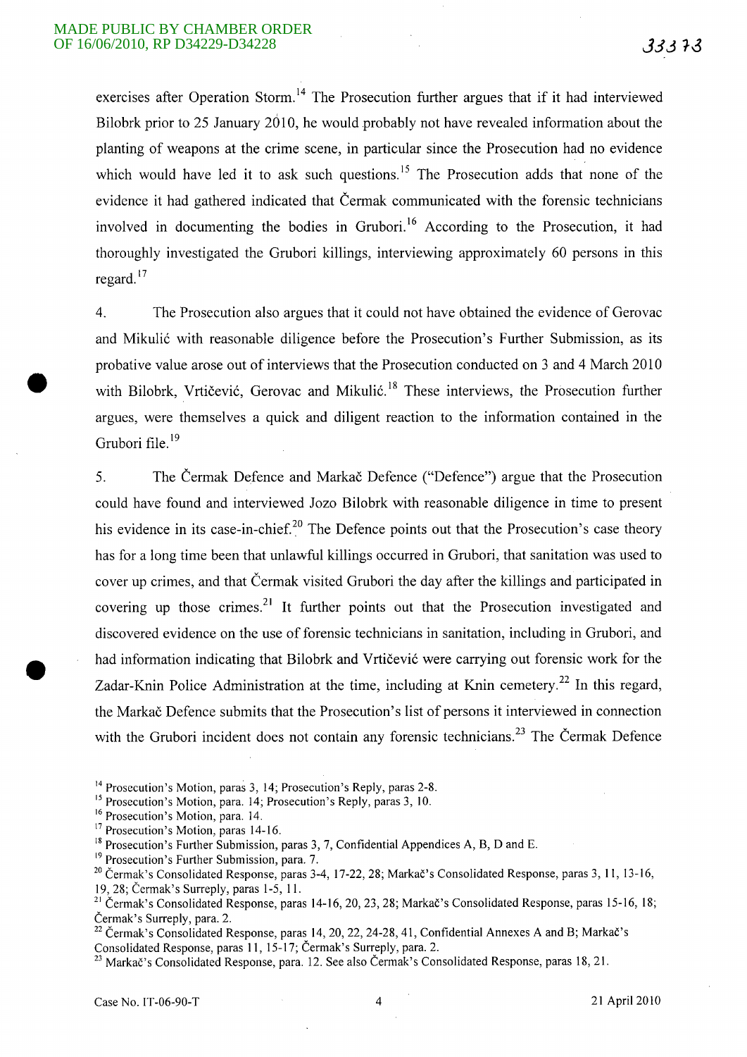exercises after Operation Storm.[14] The Prosecution further argues that if it had interviewed Bilobrk prior to 25 January 2010, he would probably not have revealed information about the planting of weapons at the crime scene, in particular since the Prosecution had no evidence which would have led it to ask such questions.[15] The Prosecution adds that none of the evidence it had gathered indicated that Čermak communicated with the forensic technicians involved in documenting the bodies in Grubori.[16] According to the Prosecution, it had thoroughly investigated the Grubori killings, interviewing approximately 60 persons in this regard.[17]

4. The Prosecution also argues that it could not have obtained the evidence of Gerovac and Mikulić with reasonable diligence before the Prosecution's Further Submission, as its probative value arose out of interviews that the Prosecution conducted on 3 and 4 March 2010 with Bilobrk, Vrtičević, Gerovac and Mikulić.[18] These interviews, the Prosecution further argues, were themselves a quick and diligent reaction to the information contained in the Grubori file.[19]

5. The Čermak Defence and Markač Defence ("Defence") argue that the Prosecution could have found and interviewed Jozo Bilobrk with reasonable diligence in time to present his evidence in its case-in-chief.[20] The Defence points out that the Prosecution's case theory has for a long time been that unlawful killings occurred in Grubori, that sanitation was used to cover up crimes, and that Čermak visited Grubori the day after the killings and participated in covering up those crimes.[21] It further points out that the Prosecution investigated and discovered evidence on the use of forensic technicians in sanitation, including in Grubori, and had information indicating that Bilobrk and Vrtičević were carrying out forensic work for the Zadar-Knin Police Administration at the time, including at Knin cemetery.[22] In this regard, the Markač Defence submits that the Prosecution's list of persons it interviewed in connection with the Grubori incident does not contain any forensic technicians.[23] The Čermak Defence

[14] Prosecution's Motion, paras 3, 14; Prosecution's Reply, paras 2-8.

[15] Prosecution's Motion, para. 14; Prosecution's Reply, paras 3, 10.

[16] Prosecution's Motion, para. 14.

[17] Prosecution's Motion, paras 14-16.

[18] Prosecution's Further Submission, paras 3, 7, Confidential Appendices A, B, D and E.

[19] Prosecution's Further Submission, para. 7.

[20] Čermak's Consolidated Response, paras 3-4, 17-22, 28; Markač's Consolidated Response, paras 3, 11, 13-16, 19, 28; Čermak's Surreply, paras 1-5, 11.

[21] Čermak's Consolidated Response, paras 14-16, 20, 23, 28; Markač's Consolidated Response, paras 15-16, 18; Čermak's Surreply, para. 2.

[22] Čermak's Consolidated Response, paras 14, 20, 22, 24-28, 41, Confidential Annexes A and B; Markač's Consolidated Response, paras 11, 15-17; Čermak's Surreply, para. 2.

[23] Markač's Consolidated Response, para. 12. See also Čermak's Consolidated Response, paras 18, 21.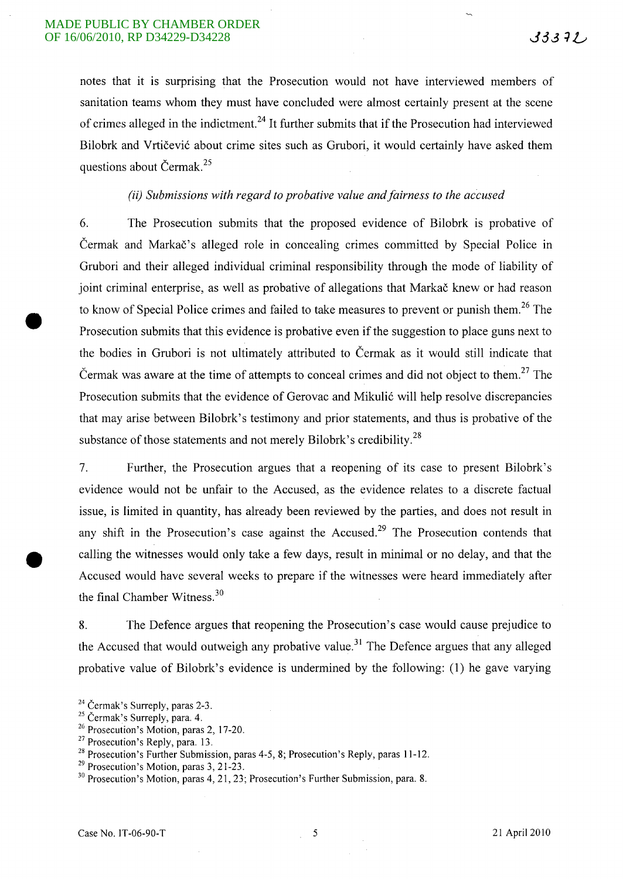notes that it is surprising that the Prosecution would not have interviewed members of sanitation teams whom they must have concluded were almost certainly present at the scene of crimes alleged in the indictment.[24] It further submits that if the Prosecution had interviewed Bilobrk and Vrtičević about crime sites such as Grubori, it would certainly have asked them questions about Čermak.[25]

*(ii) Submissions with regard to probative value and fairness to the accused*

6. The Prosecution submits that the proposed evidence of Bilobrk is probative of Čermak and Markač's alleged role in concealing crimes committed by Special Police in Grubori and their alleged individual criminal responsibility through the mode of liability of joint criminal enterprise, as well as probative of allegations that Markač knew or had reason to know of Special Police crimes and failed to take measures to prevent or punish them.[26] The Prosecution submits that this evidence is probative even if the suggestion to place guns next to the bodies in Grubori is not ultimately attributed to Čermak as it would still indicate that Čermak was aware at the time of attempts to conceal crimes and did not object to them.[27] The Prosecution submits that the evidence of Gerovac and Mikulić will help resolve discrepancies that may arise between Bilobrk's testimony and prior statements, and thus is probative of the substance of those statements and not merely Bilobrk's credibility.[28]

7. Further, the Prosecution argues that a reopening of its case to present Bilobrk's evidence would not be unfair to the Accused, as the evidence relates to a discrete factual issue, is limited in quantity, has already been reviewed by the parties, and does not result in any shift in the Prosecution's case against the Accused.[29] The Prosecution contends that calling the witnesses would only take a few days, result in minimal or no delay, and that the Accused would have several weeks to prepare if the witnesses were heard immediately after the final Chamber Witness.[30]

8. The Defence argues that reopening the Prosecution's case would cause prejudice to the Accused that would outweigh any probative value.[31] The Defence argues that any alleged probative value of Bilobrk's evidence is undermined by the following: (1) he gave varying

[24] Čermak's Surreply, paras 2-3.

[25] Čermak's Surreply, para. 4.

[26] Prosecution's Motion, paras 2, 17-20.

[27] Prosecution's Reply, para. 13.

[28] Prosecution's Further Submission, paras 4-5, 8; Prosecution's Reply, paras 11-12.

[29] Prosecution's Motion, paras 3, 21-23.

[30] Prosecution's Motion, paras 4, 21, 23; Prosecution's Further Submission, para. 8.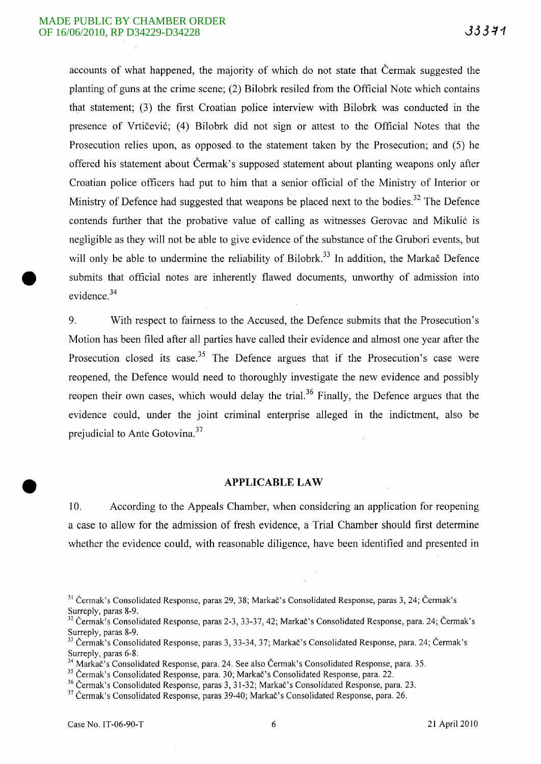accounts of what happened, the majority of which do not state that Čermak suggested the planting of guns at the crime scene; (2) Bilobrk resiled from the Official Note which contains that statement; (3) the first Croatian police interview with Bilobrk was conducted in the presence of Vrtičević; (4) Bilobrk did not sign or attest to the Official Notes that the Prosecution relies upon, as opposed to the statement taken by the Prosecution; and (5) he offered his statement about Čermak's supposed statement about planting weapons only after Croatian police officers had put to him that a senior official of the Ministry of Interior or Ministry of Defence had suggested that weapons be placed next to the bodies.[32] The Defence contends further that the probative value of calling as witnesses Gerovac and Mikulić is negligible as they will not be able to give evidence of the substance of the Grubori events, but will only be able to undermine the reliability of Bilobrk.[33] In addition, the Markač Defence submits that official notes are inherently flawed documents, unworthy of admission into evidence.[34]

9. With respect to fairness to the Accused, the Defence submits that the Prosecution's Motion has been filed after all parties have called their evidence and almost one year after the Prosecution closed its case.[35] The Defence argues that if the Prosecution's case were reopened, the Defence would need to thoroughly investigate the new evidence and possibly reopen their own cases, which would delay the trial.[36] Finally, the Defence argues that the evidence could, under the joint criminal enterprise alleged in the indictment, also be prejudicial to Ante Gotovina.[37]

## APPLICABLE LAW

10. According to the Appeals Chamber, when considering an application for reopening a case to allow for the admission of fresh evidence, a Trial Chamber should first determine whether the evidence could, with reasonable diligence, have been identified and presented in

---

[31] Čermak's Consolidated Response, paras 29, 38; Markač's Consolidated Response, paras 3, 24; Čermak's Surreply, paras 8-9.

[32] Čermak's Consolidated Response, paras 2-3, 33-37, 42; Markač's Consolidated Response, para. 24; Čermak's Surreply, paras 8-9.

[33] Čermak's Consolidated Response, paras 3, 33-34, 37; Markač's Consolidated Response, para. 24; Čermak's Surreply, paras 6-8.

[34] Markač's Consolidated Response, para. 24. See also Čermak's Consolidated Response, para. 35.

[35] Čermak's Consolidated Response, para. 30; Markač's Consolidated Response, para. 22.

[36] Čermak's Consolidated Response, paras 3, 31-32; Markač's Consolidated Response, para. 23.

[37] Čermak's Consolidated Response, paras 39-40; Markač's Consolidated Response, para. 26.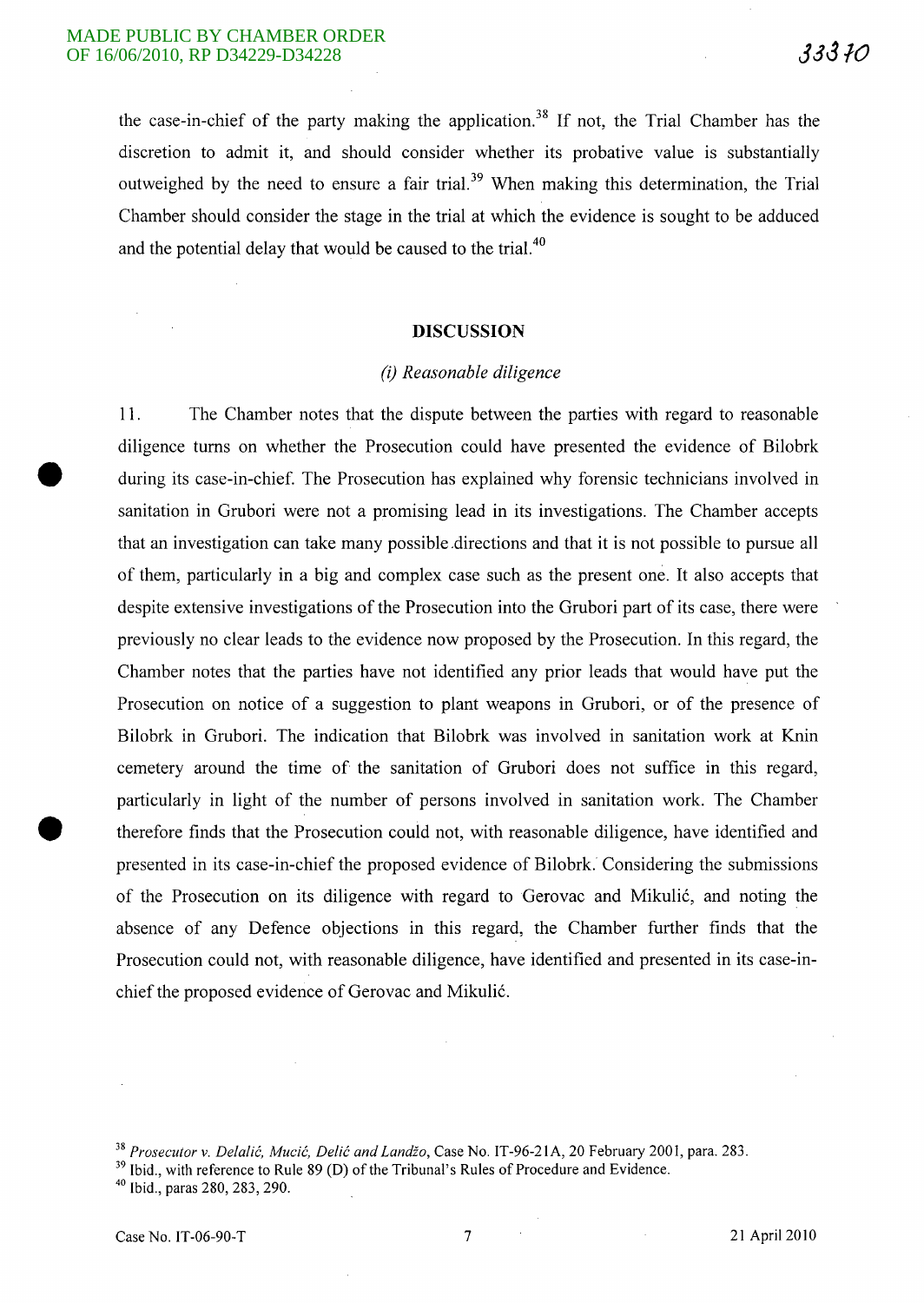the case-in-chief of the party making the application.[38] If not, the Trial Chamber has the discretion to admit it, and should consider whether its probative value is substantially outweighed by the need to ensure a fair trial.[39] When making this determination, the Trial Chamber should consider the stage in the trial at which the evidence is sought to be adduced and the potential delay that would be caused to the trial.[40]

## DISCUSSION

### *(i) Reasonable diligence*

11. The Chamber notes that the dispute between the parties with regard to reasonable diligence turns on whether the Prosecution could have presented the evidence of Bilobrk during its case-in-chief. The Prosecution has explained why forensic technicians involved in sanitation in Grubori were not a promising lead in its investigations. The Chamber accepts that an investigation can take many possible directions and that it is not possible to pursue all of them, particularly in a big and complex case such as the present one. It also accepts that despite extensive investigations of the Prosecution into the Grubori part of its case, there were previously no clear leads to the evidence now proposed by the Prosecution. In this regard, the Chamber notes that the parties have not identified any prior leads that would have put the Prosecution on notice of a suggestion to plant weapons in Grubori, or of the presence of Bilobrk in Grubori. The indication that Bilobrk was involved in sanitation work at Knin cemetery around the time of the sanitation of Grubori does not suffice in this regard, particularly in light of the number of persons involved in sanitation work. The Chamber therefore finds that the Prosecution could not, with reasonable diligence, have identified and presented in its case-in-chief the proposed evidence of Bilobrk. Considering the submissions of the Prosecution on its diligence with regard to Gerovac and Mikulić, and noting the absence of any Defence objections in this regard, the Chamber further finds that the Prosecution could not, with reasonable diligence, have identified and presented in its case-in-chief the proposed evidence of Gerovac and Mikulić.

---

[38] *Prosecutor v. Delalić, Mucić, Delić and Landžo*, Case No. IT-96-21A, 20 February 2001, para. 283.

[39] Ibid., with reference to Rule 89 (D) of the Tribunal's Rules of Procedure and Evidence.

[40] Ibid., paras 280, 283, 290.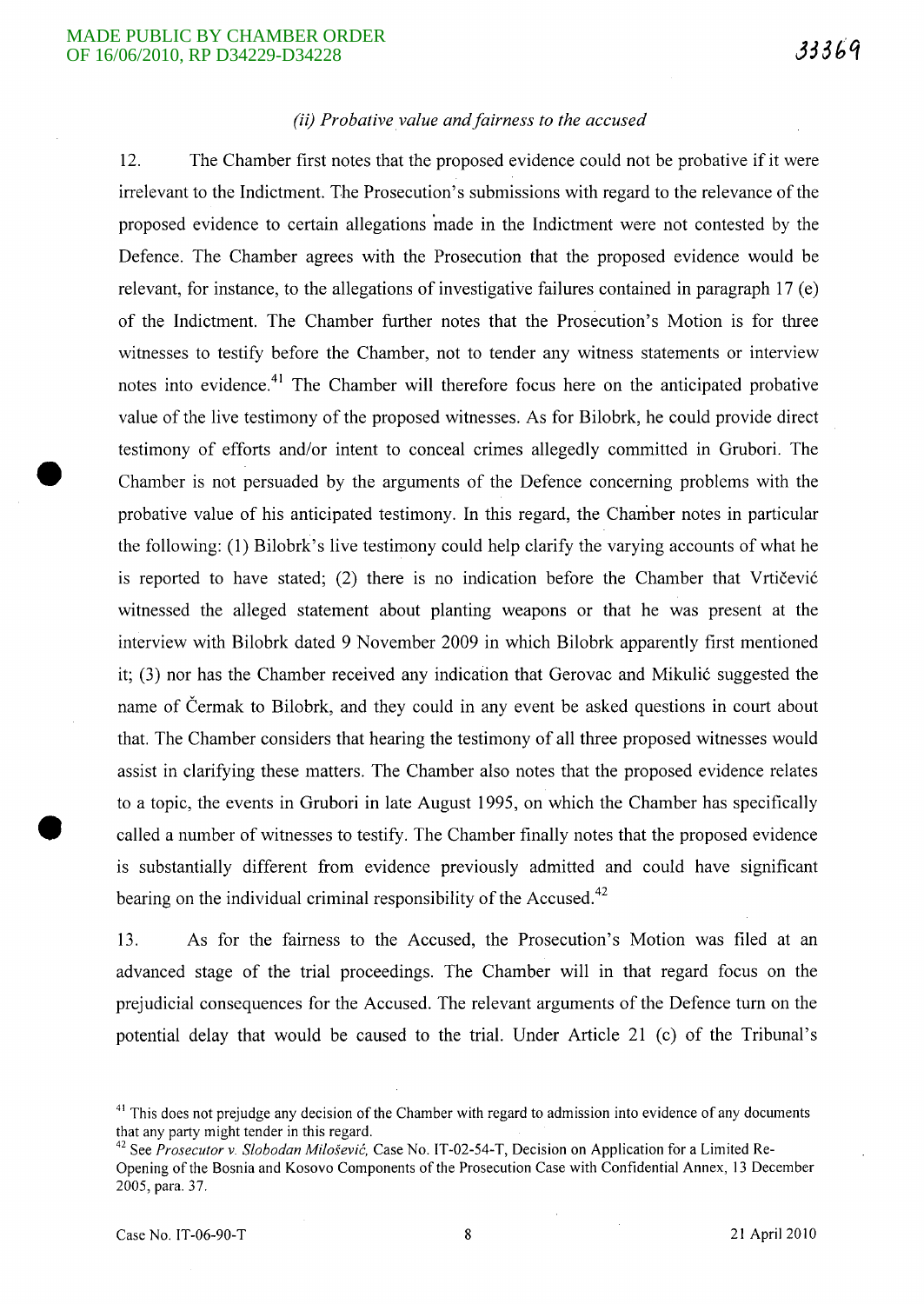*(ii) Probative value and fairness to the accused*

12. The Chamber first notes that the proposed evidence could not be probative if it were irrelevant to the Indictment. The Prosecution's submissions with regard to the relevance of the proposed evidence to certain allegations made in the Indictment were not contested by the Defence. The Chamber agrees with the Prosecution that the proposed evidence would be relevant, for instance, to the allegations of investigative failures contained in paragraph 17 (e) of the Indictment. The Chamber further notes that the Prosecution's Motion is for three witnesses to testify before the Chamber, not to tender any witness statements or interview notes into evidence.[41] The Chamber will therefore focus here on the anticipated probative value of the live testimony of the proposed witnesses. As for Bilobrk, he could provide direct testimony of efforts and/or intent to conceal crimes allegedly committed in Grubori. The Chamber is not persuaded by the arguments of the Defence concerning problems with the probative value of his anticipated testimony. In this regard, the Chamber notes in particular the following: (1) Bilobrk's live testimony could help clarify the varying accounts of what he is reported to have stated; (2) there is no indication before the Chamber that Vrtičević witnessed the alleged statement about planting weapons or that he was present at the interview with Bilobrk dated 9 November 2009 in which Bilobrk apparently first mentioned it; (3) nor has the Chamber received any indication that Gerovac and Mikulić suggested the name of Čermak to Bilobrk, and they could in any event be asked questions in court about that. The Chamber considers that hearing the testimony of all three proposed witnesses would assist in clarifying these matters. The Chamber also notes that the proposed evidence relates to a topic, the events in Grubori in late August 1995, on which the Chamber has specifically called a number of witnesses to testify. The Chamber finally notes that the proposed evidence is substantially different from evidence previously admitted and could have significant bearing on the individual criminal responsibility of the Accused.[42]

13. As for the fairness to the Accused, the Prosecution's Motion was filed at an advanced stage of the trial proceedings. The Chamber will in that regard focus on the prejudicial consequences for the Accused. The relevant arguments of the Defence turn on the potential delay that would be caused to the trial. Under Article 21 (c) of the Tribunal's

---

[41] This does not prejudge any decision of the Chamber with regard to admission into evidence of any documents that any party might tender in this regard.

[42] See *Prosecutor v. Slobodan Milošević*, Case No. IT-02-54-T, Decision on Application for a Limited Re-Opening of the Bosnia and Kosovo Components of the Prosecution Case with Confidential Annex, 13 December 2005, para. 37.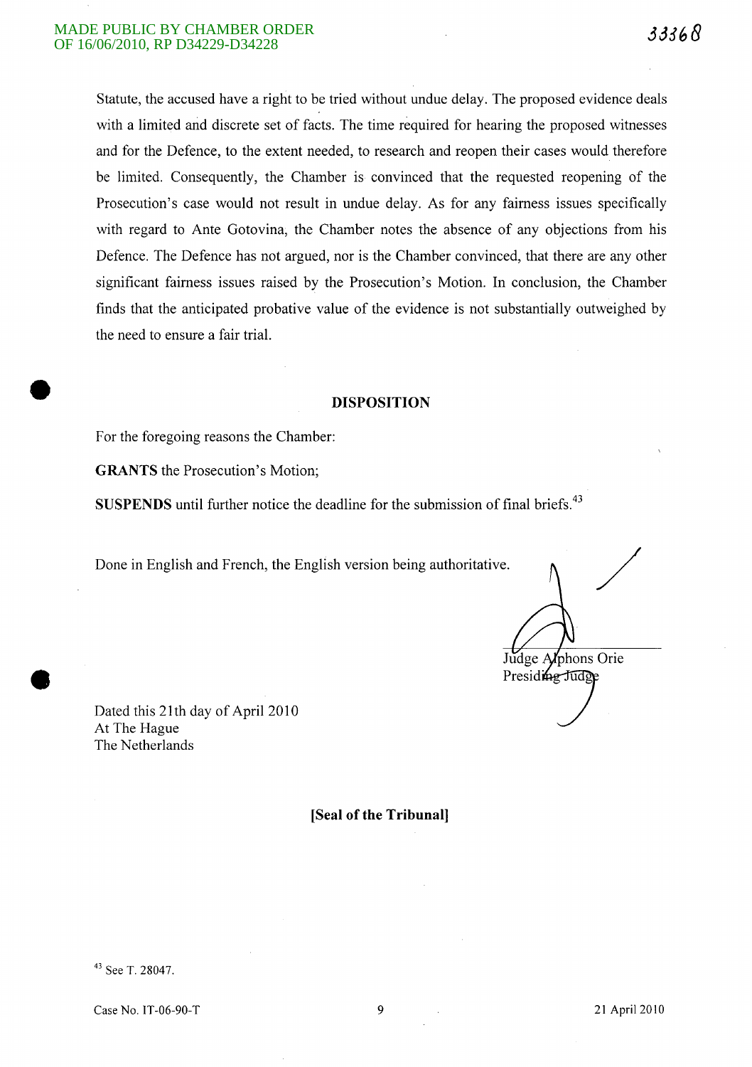Statute, the accused have a right to be tried without undue delay. The proposed evidence deals with a limited and discrete set of facts. The time required for hearing the proposed witnesses and for the Defence, to the extent needed, to research and reopen their cases would therefore be limited. Consequently, the Chamber is convinced that the requested reopening of the Prosecution's case would not result in undue delay. As for any fairness issues specifically with regard to Ante Gotovina, the Chamber notes the absence of any objections from his Defence. The Defence has not argued, nor is the Chamber convinced, that there are any other significant fairness issues raised by the Prosecution's Motion. In conclusion, the Chamber finds that the anticipated probative value of the evidence is not substantially outweighed by the need to ensure a fair trial.

## DISPOSITION

For the foregoing reasons the Chamber:

**GRANTS** the Prosecution's Motion;

**SUSPENDS** until further notice the deadline for the submission of final briefs.[43]

Done in English and French, the English version being authoritative.

Judge Alphons Orie
Presiding Judge

Dated this 21th day of April 2010
At The Hague
The Netherlands

**[Seal of the Tribunal]**

[43] See T. 28047.